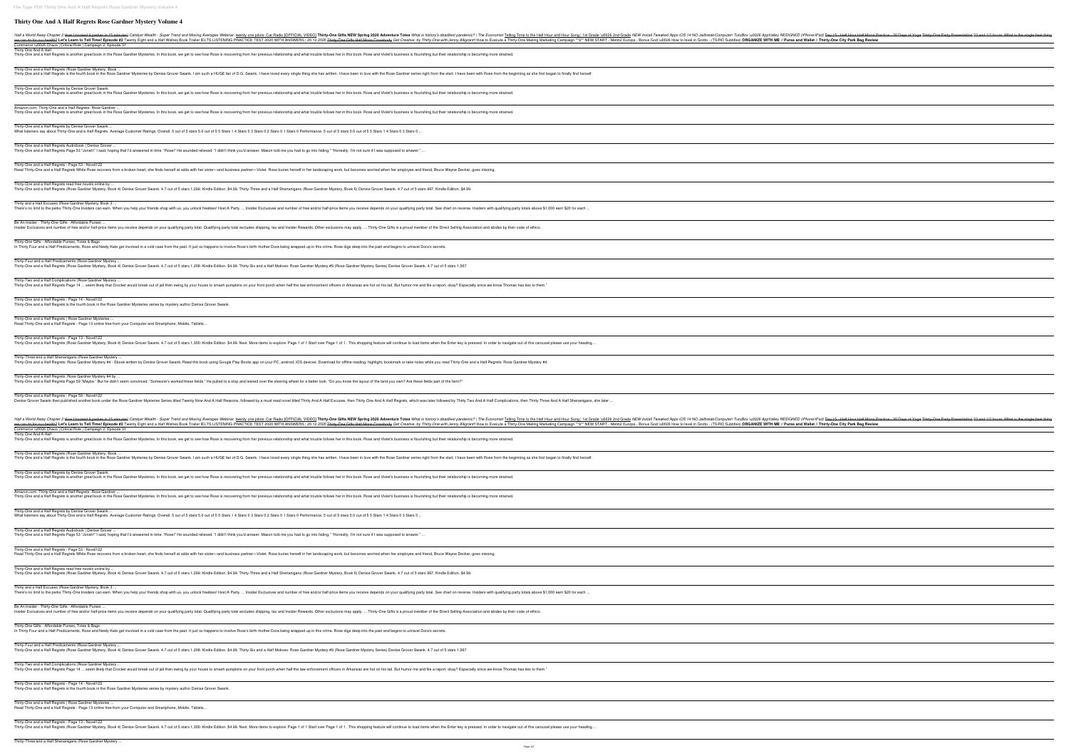# Thirty One And A Half Regrets Rose Gardner Mystery Volume 4

Half a World Away Chapter 7 I Was Hooked 5 parties in 15 minutes! Catalyst Wealth - Super Trend and Moving Averages Webinar: twenty one pilots: Car Radio [OFFICIAL VIDEO] **Thirty-One Gifts NEW Spring 2020 Adventure Totes** What is history's deadliest pandemic? | The Economist Telling Time to the Half Hour and Hour Song | 1st Grade \u0026 2nd Grade NEW Install Tweaked Apps iOS 14 NO Jailbreak/Computer! TutuBox \u0026 AppValley RESIGNED (iPhone/iPad) Day 15 - Half Hour Half Moon Practice - 30 Days of Yoga Thirty-One Party Presentation 23 and 1/2 hours: What is the single best thing we can do for our health? **Let's Learn to Tell Time! Episode #2** Twenty Eight and a Half Wishes Book Trailer IELTS LISTENING PRACTICE TEST 2020 WITH ANSWERS | 20.12.2020 Thirty-One Gifts Half Moon Crossbody Get Creative, by Thirty-One with Jenny Allgrant!! How to Execute a Thirty-One Mailing Marketing Campaign **9** NEW START - Metin2 Europe - Bonus God \u0026 How to level in Grotto - (TS/RO Subtitles) **ORGANIZE WITH ME // Purse and Wallet // Thirty-One City Park Bag Review**
Commerce \u0026 Chaos | Critical Role | Campaign 2, Episode 31

Thirty One And A Half
Thirty-One and a Half Regrets is another great book in the Rose Gardner Mysteries. In this book, we get to see how Rose is recovering from her previous relationship and what trouble follows her in this book. Rose and Violet's business is flourishing but their relationship is becoming more strained.

Thirty-One and a Half Regrets (Rose Gardner Mystery, Book ...
Thirty One and a Half Regrets is the fourth book in the Rose Gardner Mysteries by Denise Grover Swank. I am such a HUGE fan of D.G. Swank. I have loved every single thing she has written. I have been in love with the Rose Gardner series right from the start. I have been with Rose from the beginning as she first began to finally find herself.

Thirty-One and a Half Regrets by Denise Grover Swank
Thirty-One and a Half Regrets is another great book in the Rose Gardner Mysteries. In this book, we get to see how Rose is recovering from her previous relationship and what trouble follows her in this book. Rose and Violet's business is flourishing but their relationship is becoming more strained.

Amazon.com: Thirty-One and a Half Regrets: Rose Gardner ...
Thirty-One and a Half Regrets is another great book in the Rose Gardner Mysteries. In this book, we get to see how Rose is recovering from her previous relationship and what trouble follows her in this book. Rose and Violet's business is flourishing but their relationship is becoming more strained.

Thirty-One and a Half Regrets by Denise Grover Swank ...
What listeners say about Thirty-One and a Half Regrets. Average Customer Ratings. Overall. 5 out of 5 stars 5.0 out of 5.0 5 Stars 1 4 Stars 0 3 Stars 0 2 Stars 0 1 Stars 0 Performance. 5 out of 5 stars 5.0 out of 5.0 5 Stars 1 4 Stars 0 3 Stars 0 ...

Thirty-One and a Half Regrets Audiobook | Denise Grover ...
Thirty-One and a Half Regrets Page 53 "Jonah!" I said, hoping that I'd answered in time. "Rose!" He sounded relieved. "I didn't think you'd answer. Mason told me you had to go into hiding." "Honestly, I'm not sure if I was supposed to answer." ...

Thirty-One and a Half Regrets - Page 53 - Novel122
Read Thirty-One and a Half Regrets While Rose recovers from a broken heart, she finds herself at odds with her sister—and business partner—Violet. Rose buries herself in her landscaping work, but becomes worried when her employee and friend, Bruce Wayne Decker, goes missing.

Thirty-One and a Half Regrets read free novels online by ...
Thirty-One and a Half Regrets (Rose Gardner Mystery, Book 4) Denise Grover Swank. 4.7 out of 5 stars 1,259. Kindle Edition. $4.99. Thirty-Three and a Half Shenanigans (Rose Gardner Mystery, Book 6) Denise Grover Swank. 4.7 out of 5 stars 997. Kindle Edition. $4.99.

Thirty and a Half Excuses (Rose Gardner Mystery, Book 3 ...
There's no limit to the perks Thirty-One Insiders can earn. When you help your friends shop with us, you unlock freebies! Host A Party. ... Insider Exclusives and number of free and/or half-price items you receive depends on your qualifying party total. See chart on reverse. Insiders with qualifying party totals above $1,000 earn $20 for each ...

Be An Insider - Thirty-One Gifts - Affordable Purses ...
Insider Exclusives and number of free and/or half-price items you receive depends on your qualifying party total. Qualifying party total excludes shipping, tax and Insider Rewards. Other exclusions may apply. ... Thirty-One Gifts is a proud member of the Direct Selling Association and abides by their code of ethics.

Thirty-One Gifts - Affordable Purses, Totes & Bags
In Thirty Four and a Half Predicaments, Rose and Neely Kate get involved in a cold case from the past. It just so happens to involve Rose's birth mother Dora being wrapped up in this crime. Rose digs deep into the past and begins to unravel Dora's secrets.

Thirty-Four and a Half Predicaments (Rose Gardner Mystery ...
Thirty-One and a Half Regrets (Rose Gardner Mystery, Book 4) Denise Grover Swank. 4.7 out of 5 stars 1,206. Kindle Edition. $4.99. Thirty-Six and a Half Motives: Rose Gardner Mystery #9 (Rose Gardner Mystery Series) Denise Grover Swank. 4.7 out of 5 stars 1,067.

Thirty-Two and a Half Complications (Rose Gardner Mystery ...
Thirty-One and a Half Regrets Page 14 ... seem likely that Crocker would break out of jail then swing by your house to smash pumpkins on your front porch when half the law enforcement officers in Arkansas are hot on his tail. But humor me and file a report, okay? Especially since we know Thomas has ties to them."

Thirty-One and a Half Regrets - Page 14 - Novel122
Thirty-One and a Half Regrets is the fourth book in the Rose Gardner Mysteries series by mystery author Denise Grover Swank.

Thirty-One and a Half Regrets | Rose Gardner Mysteries ...
Read Thirty-One and a Half Regrets - Page 13 online free from your Computer and Smartphone, Mobile, Tablets...

Thirty-One and a Half Regrets - Page 13 - Novel122
Thirty-One and a Half Regrets (Rose Gardner Mystery, Book 4) Denise Grover Swank. 4.7 out of 5 stars 1,300. Kindle Edition. $4.99. Next. More items to explore. Page 1 of 1 Start over Page 1 of 1 . This shopping feature will continue to load items when the Enter key is pressed. In order to navigate out of this carousel please use your heading ...

Thirty-Three and a Half Shenanigans (Rose Gardner Mystery ...
Thirty-One and a Half Regrets: Rose Gardner Mystery #4 - Ebook written by Denise Grover Swank. Read this book using Google Play Books app on your PC, android, iOS devices. Download for offline reading, highlight, bookmark or take notes while you read Thirty-One and a Half Regrets: Rose Gardner Mystery #4.

Thirty-One and a Half Regrets: Rose Gardner Mystery #4 by ...
Thirty-One and a Half Regrets Page 59 "Maybe." But he didn't seem convinced. "Someone's worked these fields." He pulled to a stop and leaned over the steering wheel for a better look. "Do you know the layout of the land you own? Are these fields part of the farm?"

Thirty-One and a Half Regrets - Page 59 - Novel122
Denise Grover Swank then published another book under the Rose Gardner Mysteries Series titled Twenty Nine And A Half Reasons, followed by a must read novel titled Thirty And A Half Excuses, then Thirty One And A Half Regrets, which was later followed by Thirty Two And A Half Complications, then Thirty Three And A Half Shenanigans, she later ...

Half a World Away Chapter 7 I Was Hooked 5 parties in 15 minutes! Catalyst Wealth - Super Trend and Moving Averages Webinar: twenty one pilots: Car Radio [OFFICIAL VIDEO] **Thirty-One Gifts NEW Spring 2020 Adventure Totes** What is history's deadliest pandemic? | The Economist Telling Time to the Half Hour and Hour Song | 1st Grade \u0026 2nd Grade NEW Install Tweaked Apps iOS 14 NO Jailbreak/Computer! TutuBox \u0026 AppValley RESIGNED (iPhone/iPad) Day 15 - Half Hour Half Moon Practice - 30 Days of Yoga Thirty-One Party Presentation 23 and 1/2 hours: What is the single best thing we can do for our health? **Let's Learn to Tell Time! Episode #2** Twenty Eight and a Half Wishes Book Trailer IELTS LISTENING PRACTICE TEST 2020 WITH ANSWERS | 20.12.2020 Thirty-One Gifts Half Moon Crossbody Get Creative, by Thirty-One with Jenny Allgrant!! How to Execute a Thirty-One Mailing Marketing Campaign **9** NEW START - Metin2 Europe - Bonus God \u0026 How to level in Grotto - (TS/RO Subtitles) **ORGANIZE WITH ME // Purse and Wallet // Thirty-One City Park Bag Review**
Commerce \u0026 Chaos | Critical Role | Campaign 2, Episode 31

Thirty One And A Half
Thirty-One and a Half Regrets is another great book in the Rose Gardner Mysteries. In this book, we get to see how Rose is recovering from her previous relationship and what trouble follows her in this book. Rose and Violet's business is flourishing but their relationship is becoming more strained.

Thirty-One and a Half Regrets (Rose Gardner Mystery, Book ...
Thirty One and a Half Regrets is the fourth book in the Rose Gardner Mysteries by Denise Grover Swank. I am such a HUGE fan of D.G. Swank. I have loved every single thing she has written. I have been in love with the Rose Gardner series right from the start. I have been with Rose from the beginning as she first began to finally find herself.

Thirty-One and a Half Regrets by Denise Grover Swank
Thirty-One and a Half Regrets is another great book in the Rose Gardner Mysteries. In this book, we get to see how Rose is recovering from her previous relationship and what trouble follows her in this book. Rose and Violet's business is flourishing but their relationship is becoming more strained.

Amazon.com: Thirty-One and a Half Regrets: Rose Gardner ...
Thirty-One and a Half Regrets is another great book in the Rose Gardner Mysteries. In this book, we get to see how Rose is recovering from her previous relationship and what trouble follows her in this book. Rose and Violet's business is flourishing but their relationship is becoming more strained.

Thirty-One and a Half Regrets by Denise Grover Swank ...
What listeners say about Thirty-One and a Half Regrets. Average Customer Ratings. Overall. 5 out of 5 stars 5.0 out of 5.0 5 Stars 1 4 Stars 0 3 Stars 0 2 Stars 0 1 Stars 0 Performance. 5 out of 5 stars 5.0 out of 5.0 5 Stars 1 4 Stars 0 3 Stars 0 ...

Thirty-One and a Half Regrets Audiobook | Denise Grover ...
Thirty-One and a Half Regrets Page 53 "Jonah!" I said, hoping that I'd answered in time. "Rose!" He sounded relieved. "I didn't think you'd answer. Mason told me you had to go into hiding." "Honestly, I'm not sure if I was supposed to answer." ...

Thirty-One and a Half Regrets - Page 53 - Novel122
Read Thirty-One and a Half Regrets While Rose recovers from a broken heart, she finds herself at odds with her sister—and business partner—Violet. Rose buries herself in her landscaping work, but becomes worried when her employee and friend, Bruce Wayne Decker, goes missing.

Thirty-One and a Half Regrets read free novels online by ...
Thirty-One and a Half Regrets (Rose Gardner Mystery, Book 4) Denise Grover Swank. 4.7 out of 5 stars 1,259. Kindle Edition. $4.99. Thirty-Three and a Half Shenanigans (Rose Gardner Mystery, Book 6) Denise Grover Swank. 4.7 out of 5 stars 997. Kindle Edition. $4.99.

Thirty and a Half Excuses (Rose Gardner Mystery, Book 3 ...
There's no limit to the perks Thirty-One Insiders can earn. When you help your friends shop with us, you unlock freebies! Host A Party. ... Insider Exclusives and number of free and/or half-price items you receive depends on your qualifying party total. See chart on reverse. Insiders with qualifying party totals above $1,000 earn $20 for each ...

Be An Insider - Thirty-One Gifts - Affordable Purses ...
Insider Exclusives and number of free and/or half-price items you receive depends on your qualifying party total. Qualifying party total excludes shipping, tax and Insider Rewards. Other exclusions may apply. ... Thirty-One Gifts is a proud member of the Direct Selling Association and abides by their code of ethics.

Thirty-One Gifts - Affordable Purses, Totes & Bags
In Thirty Four and a Half Predicaments, Rose and Neely Kate get involved in a cold case from the past. It just so happens to involve Rose's birth mother Dora being wrapped up in this crime. Rose digs deep into the past and begins to unravel Dora's secrets.

Thirty-Four and a Half Predicaments (Rose Gardner Mystery ...
Thirty-One and a Half Regrets (Rose Gardner Mystery, Book 4) Denise Grover Swank. 4.7 out of 5 stars 1,206. Kindle Edition. $4.99. Thirty-Six and a Half Motives: Rose Gardner Mystery #9 (Rose Gardner Mystery Series) Denise Grover Swank. 4.7 out of 5 stars 1,067.

Thirty-Two and a Half Complications (Rose Gardner Mystery ...
Thirty-One and a Half Regrets Page 14 ... seem likely that Crocker would break out of jail then swing by your house to smash pumpkins on your front porch when half the law enforcement officers in Arkansas are hot on his tail. But humor me and file a report, okay? Especially since we know Thomas has ties to them."

Thirty-One and a Half Regrets - Page 14 - Novel122
Thirty-One and a Half Regrets is the fourth book in the Rose Gardner Mysteries series by mystery author Denise Grover Swank.

Thirty-One and a Half Regrets | Rose Gardner Mysteries ...
Read Thirty-One and a Half Regrets - Page 13 online free from your Computer and Smartphone, Mobile, Tablets...

Thirty-One and a Half Regrets - Page 13 - Novel122
Thirty-One and a Half Regrets (Rose Gardner Mystery, Book 4) Denise Grover Swank. 4.7 out of 5 stars 1,300. Kindle Edition. $4.99. Next. More items to explore. Page 1 of 1 Start over Page 1 of 1 . This shopping feature will continue to load items when the Enter key is pressed. In order to navigate out of this carousel please use your heading ...

Thirty-Three and a Half Shenanigans (Rose Gardner Mystery ...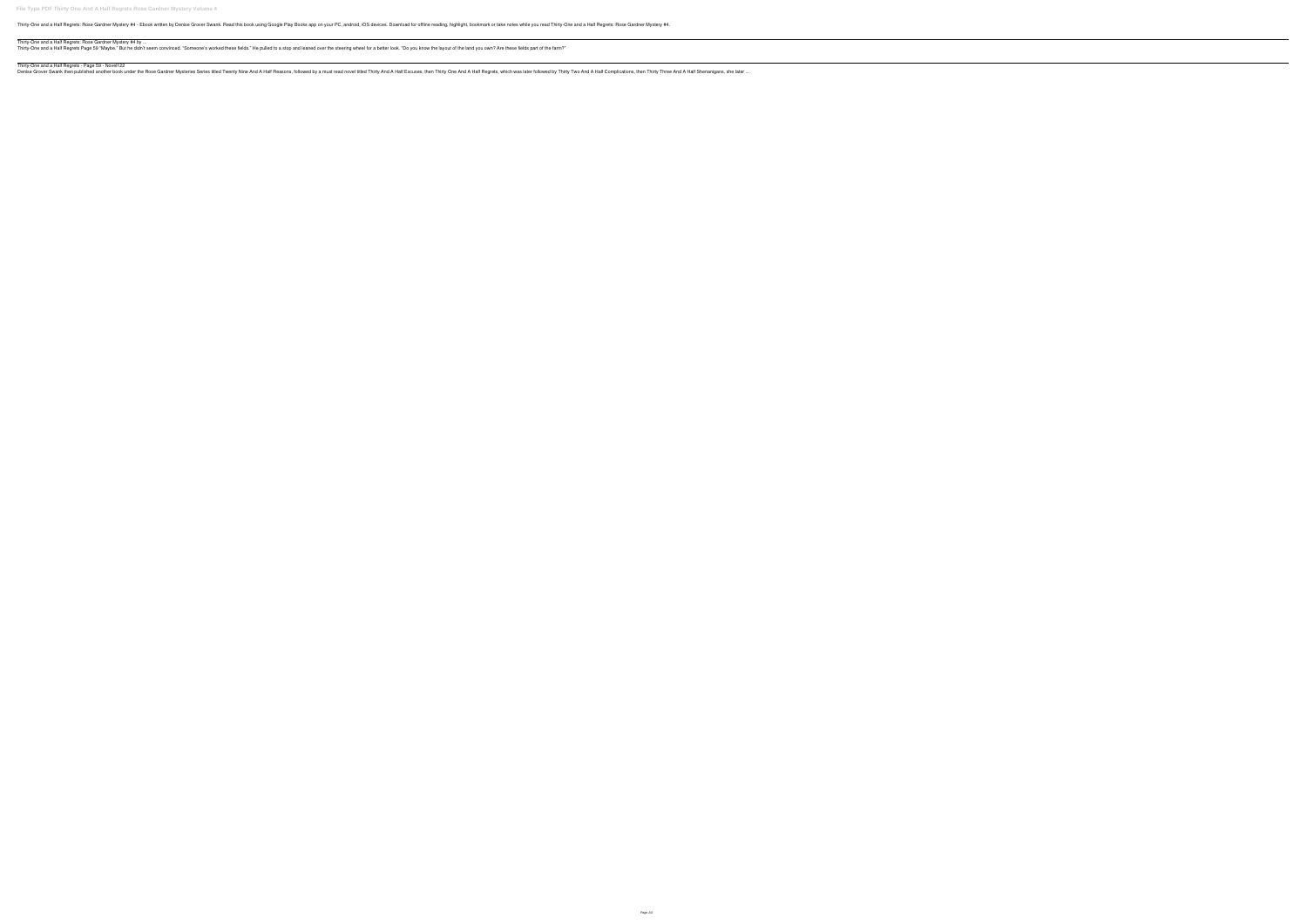Thirty-One and a Half Regrets: Rose Gardner Mystery #4 - Ebook written by Denise Grover Swank. Read this book using Google Play Books app on your PC, android, iOS devices. Download for offline reading, highlight, bookmark or take notes while you read Thirty-One and a Half Regrets: Rose Gardner Mystery #4.

Thirty-One and a Half Regrets: Rose Gardner Mystery #4 by ...

Thirty-One and a Half Regrets Page 59 "Maybe." But he didn't seem convinced. "Someone's worked these fields." He pulled to a stop and leaned over the steering wheel for a better look. "Do you know the layout of the land you own? Are these fields part of the farm?"

Thirty-One and a Half Regrets - Page 59 - Novel122

Denise Grover Swank then published another book under the Rose Gardner Mysteries Series titled Twenty Nine And A Half Reasons, followed by a must read novel titled Thirty And A Half Excuses, then Thirty One And A Half Regrets, which was later followed by Thirty Two And A Half Complications, then Thirty Three And A Half Shenanigans, she later ...